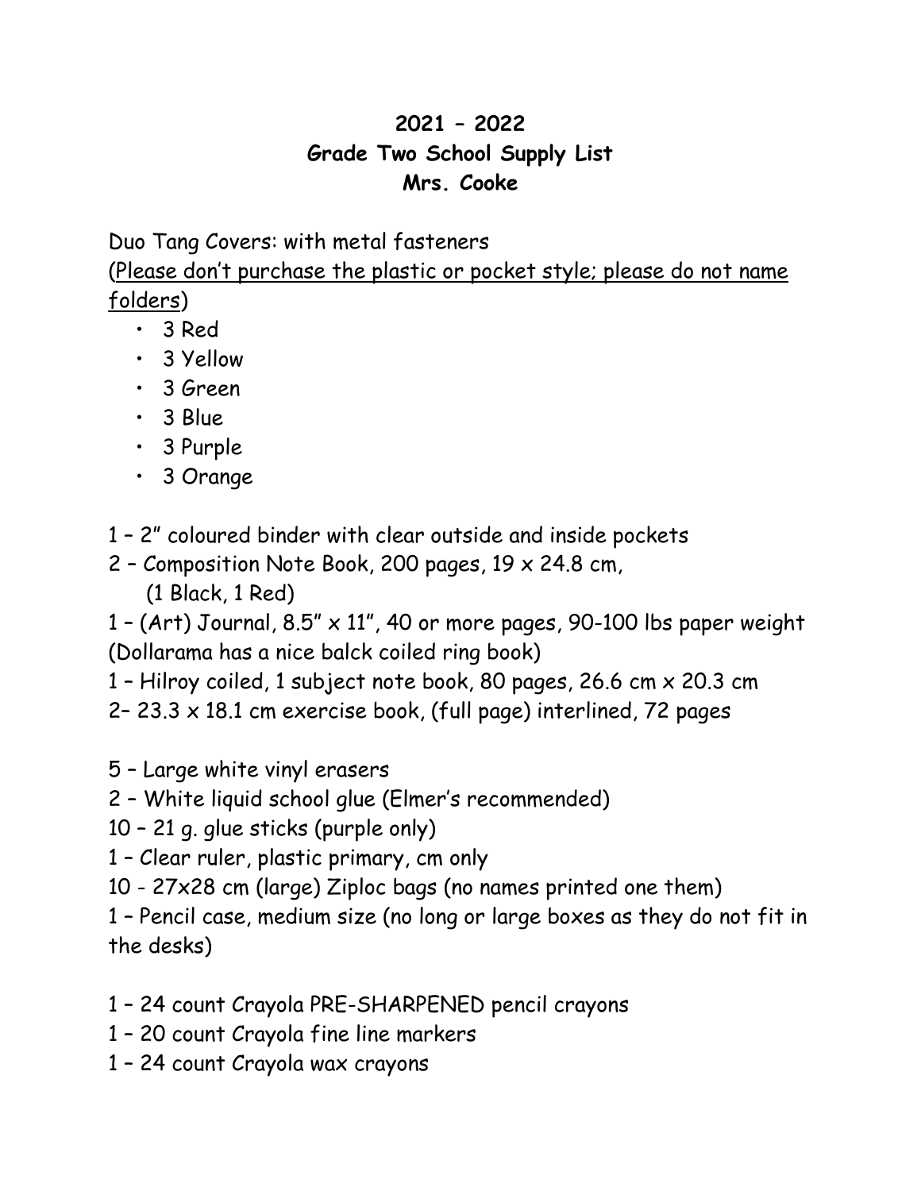# 2021 – 2022
## Grade Two School Supply List
## Mrs. Cooke

Duo Tang Covers: with metal fasteners

(Please don't purchase the plastic or pocket style; please do not name folders)

- 3 Red
- 3 Yellow
- 3 Green
- 3 Blue
- 3 Purple
- 3 Orange

1 – 2" coloured binder with clear outside and inside pockets

2 – Composition Note Book, 200 pages, 19 x 24.8 cm,
(1 Black, 1 Red)

1 – (Art) Journal, 8.5" x 11", 40 or more pages, 90-100 lbs paper weight (Dollarama has a nice balck coiled ring book)

1 – Hilroy coiled, 1 subject note book, 80 pages, 26.6 cm x 20.3 cm

2– 23.3 x 18.1 cm exercise book, (full page) interlined, 72 pages

5 – Large white vinyl erasers

2 – White liquid school glue (Elmer's recommended)

10 – 21 g. glue sticks (purple only)

1 – Clear ruler, plastic primary, cm only

10 - 27x28 cm (large) Ziploc bags (no names printed one them)

1 – Pencil case, medium size (no long or large boxes as they do not fit in the desks)

1 – 24 count Crayola PRE-SHARPENED pencil crayons

1 – 20 count Crayola fine line markers

1 – 24 count Crayola wax crayons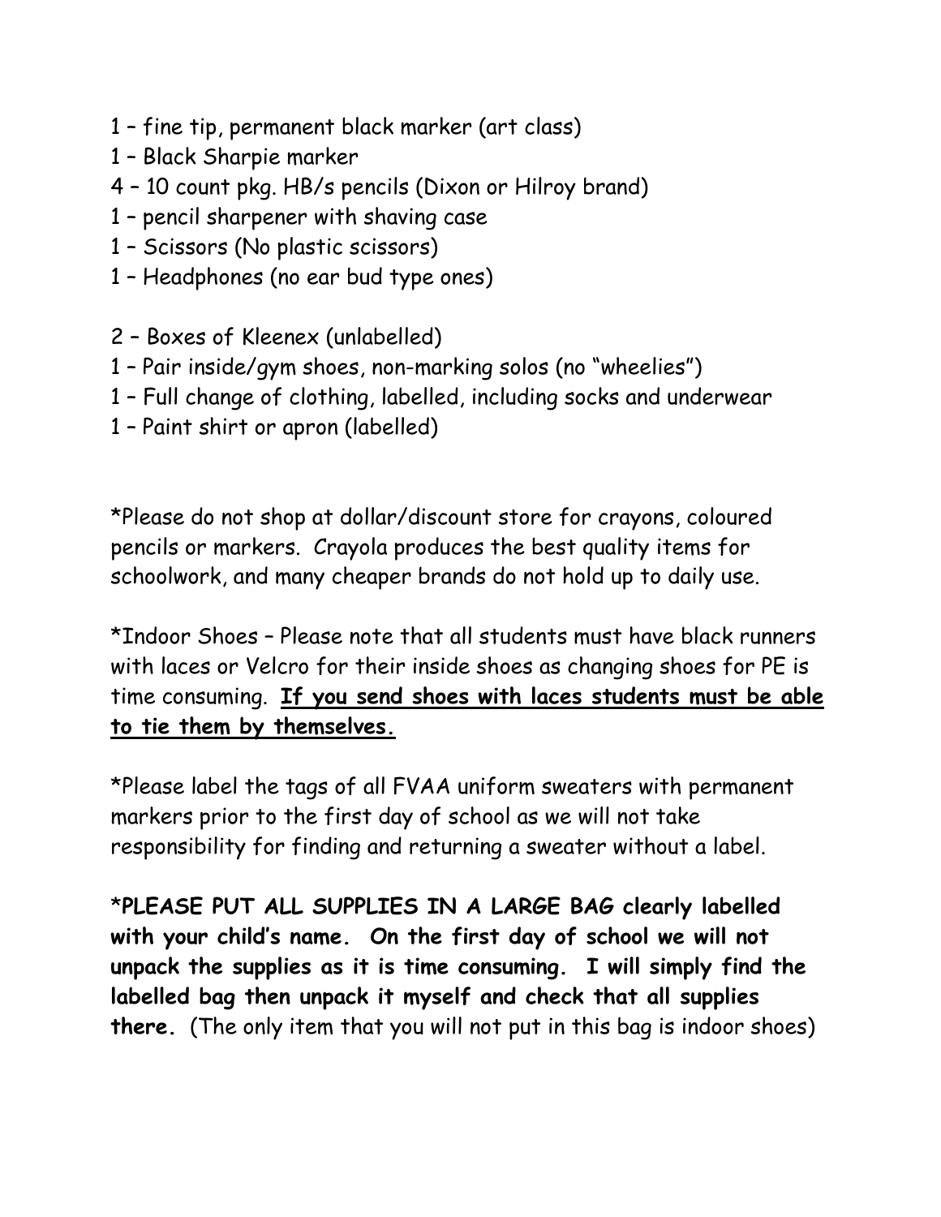1 – fine tip, permanent black marker (art class)
1 – Black Sharpie marker
4 – 10 count pkg. HB/s pencils (Dixon or Hilroy brand)
1 – pencil sharpener with shaving case
1 – Scissors (No plastic scissors)
1 – Headphones (no ear bud type ones)

2 – Boxes of Kleenex (unlabelled)
1 – Pair inside/gym shoes, non-marking solos (no "wheelies")
1 – Full change of clothing, labelled, including socks and underwear
1 – Paint shirt or apron (labelled)

*Please do not shop at dollar/discount store for crayons, coloured pencils or markers. Crayola produces the best quality items for schoolwork, and many cheaper brands do not hold up to daily use.

*Indoor Shoes – Please note that all students must have black runners with laces or Velcro for their inside shoes as changing shoes for PE is time consuming. **<u>If you send shoes with laces students must be able to tie them by themselves.</u>**

*Please label the tags of all FVAA uniform sweaters with permanent markers prior to the first day of school as we will not take responsibility for finding and returning a sweater without a label.

***PLEASE PUT ALL SUPPLIES IN A LARGE BAG clearly labelled with your child's name. On the first day of school we will not unpack the supplies as it is time consuming. I will simply find the labelled bag then unpack it myself and check that all supplies there.** (The only item that you will not put in this bag is indoor shoes)